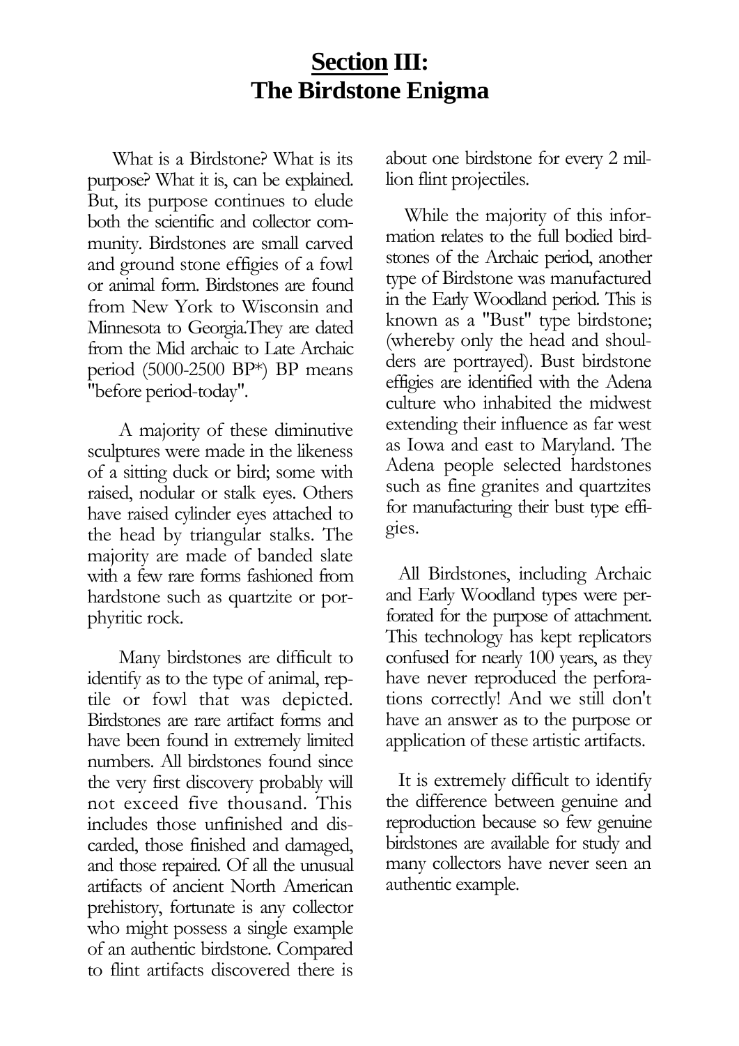# **Section III: The Birdstone Enigma**

What is a Birdstone? What is its purpose? What it is, can be explained. But, its purpose continues to elude both the scientific and collector community. Birdstones are small carved and ground stone effigies of a fowl or animal form. Birdstones are found from New York to Wisconsin and Minnesota to Georgia.They are dated from the Mid archaic to Late Archaic period (5000-2500 BP*) BP means "before period-today".

A majority of these diminutive sculptures were made in the likeness of a sitting duck or bird; some with raised, nodular or stalk eyes. Others have raised cylinder eyes attached to the head by triangular stalks. The majority are made of banded slate with a few rare forms fashioned from hardstone such as quartzite or porphyritic rock.

Many birdstones are difficult to identify as to the type of animal, reptile or fowl that was depicted. Birdstones are rare artifact forms and have been found in extremely limited numbers. All birdstones found since the very first discovery probably will not exceed five thousand. This includes those unfinished and discarded, those finished and damaged, and those repaired. Of all the unusual artifacts of ancient North American prehistory, fortunate is any collector who might possess a single example of an authentic birdstone. Compared to flint artifacts discovered there is about one birdstone for every 2 million flint projectiles.

While the majority of this information relates to the full bodied birdstones of the Archaic period, another type of Birdstone was manufactured in the Early Woodland period. This is known as a "Bust" type birdstone; (whereby only the head and shoulders are portrayed). Bust birdstone effigies are identified with the Adena culture who inhabited the midwest extending their influence as far west as Iowa and east to Maryland. The Adena people selected hardstones such as fine granites and quartzites for manufacturing their bust type effigies.

All Birdstones, including Archaic and Early Woodland types were perforated for the purpose of attachment. This technology has kept replicators confused for nearly 100 years, as they have never reproduced the perforations correctly! And we still don't have an answer as to the purpose or application of these artistic artifacts.

It is extremely difficult to identify the difference between genuine and reproduction because so few genuine birdstones are available for study and many collectors have never seen an authentic example.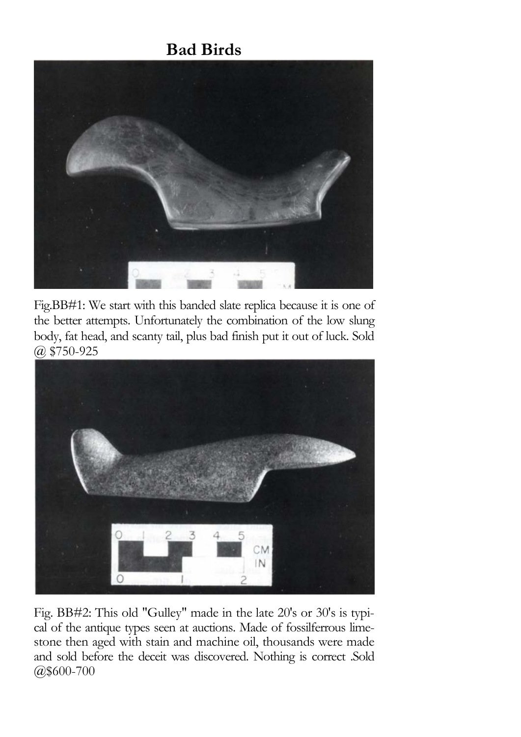# Bad Birds

Fig.BB#1: We start with this banded slate replica because it is one of the better attempts. Unfortunately the combination of the low slung body, fat head, and scanty tail, plus bad finish put it out of luck. Sold @ $750-925

Fig. BB#2: This old "Gulley" made in the late 20's or 30's is typical of the antique types seen at auctions. Made of fossilferrous limestone then aged with stain and machine oil, thousands were made and sold before the deceit was discovered. Nothing is correct .Sold @$600-700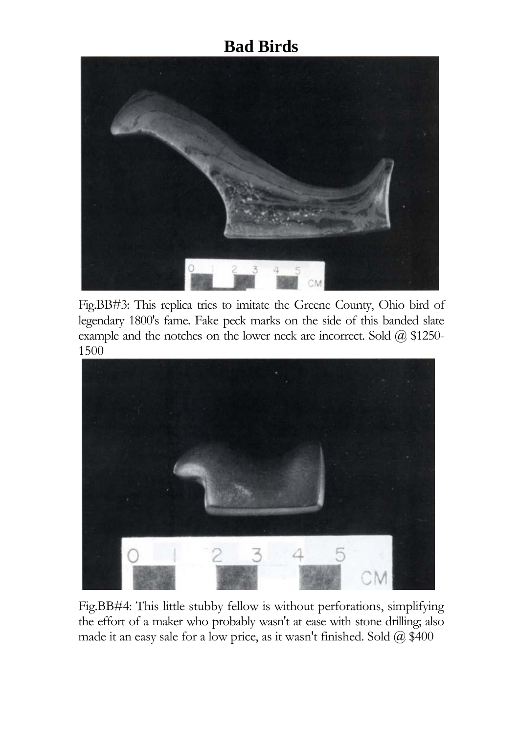# Bad Birds

Fig.BB#3: This replica tries to imitate the Greene County, Ohio bird of legendary 1800's fame. Fake peck marks on the side of this banded slate example and the notches on the lower neck are incorrect. Sold @ $1250-1500

Fig.BB#4: This little stubby fellow is without perforations, simplifying the effort of a maker who probably wasn't at ease with stone drilling; also made it an easy sale for a low price, as it wasn't finished. Sold @ $400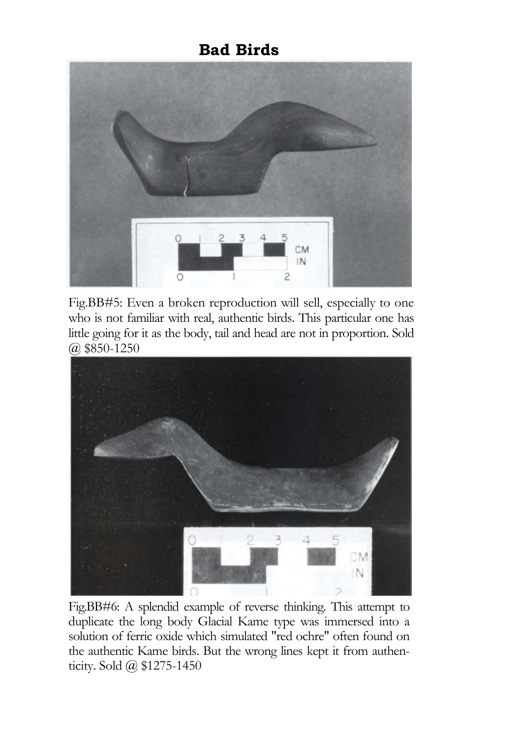# Bad Birds

Fig.BB#5: Even a broken reproduction will sell, especially to one who is not familiar with real, authentic birds. This particular one has little going for it as the body, tail and head are not in proportion. Sold @ $850-1250

Fig.BB#6: A splendid example of reverse thinking. This attempt to duplicate the long body Glacial Kame type was immersed into a solution of ferric oxide which simulated "red ochre" often found on the authentic Kame birds. But the wrong lines kept it from authenticity. Sold @ $1275-1450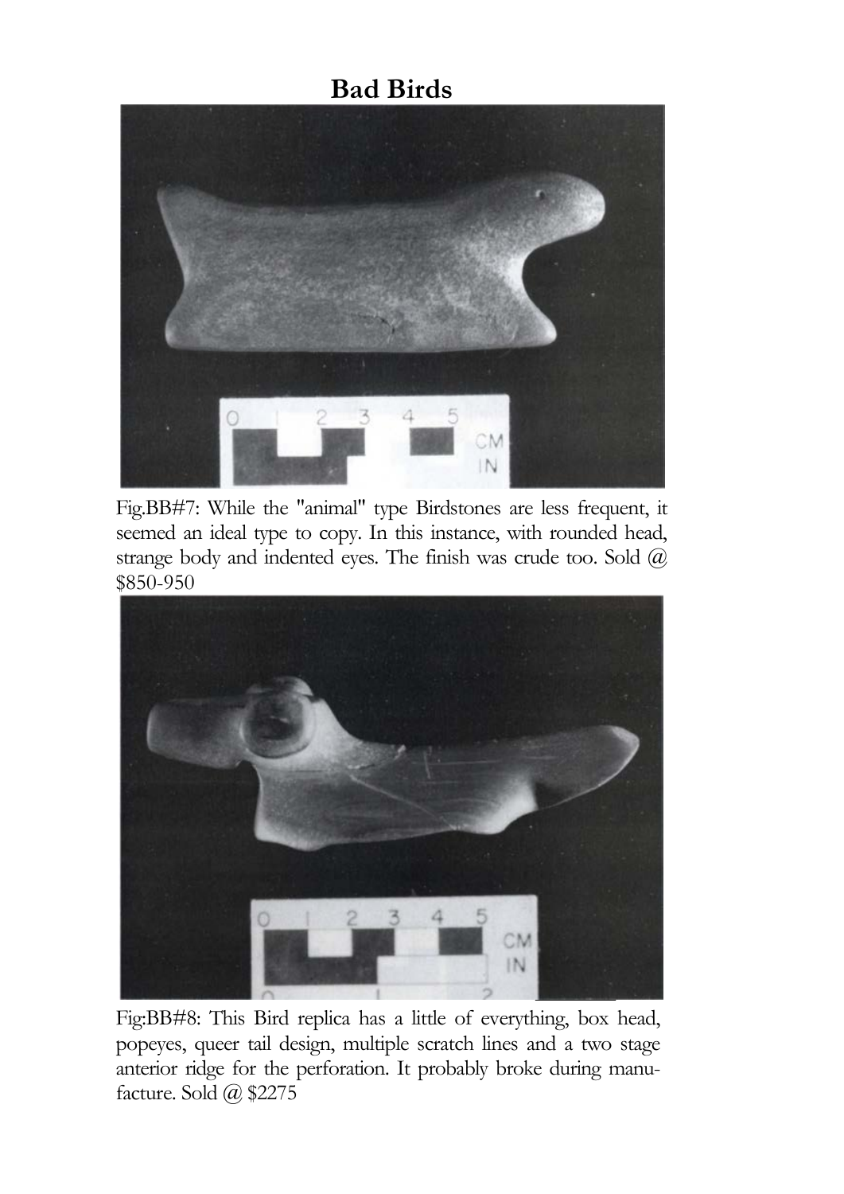# Bad Birds

Fig.BB#7: While the "animal" type Birdstones are less frequent, it seemed an ideal type to copy. In this instance, with rounded head, strange body and indented eyes. The finish was crude too. Sold @ $850-950

Fig:BB#8: This Bird replica has a little of everything, box head, popeyes, queer tail design, multiple scratch lines and a two stage anterior ridge for the perforation. It probably broke during manufacture. Sold @ $2275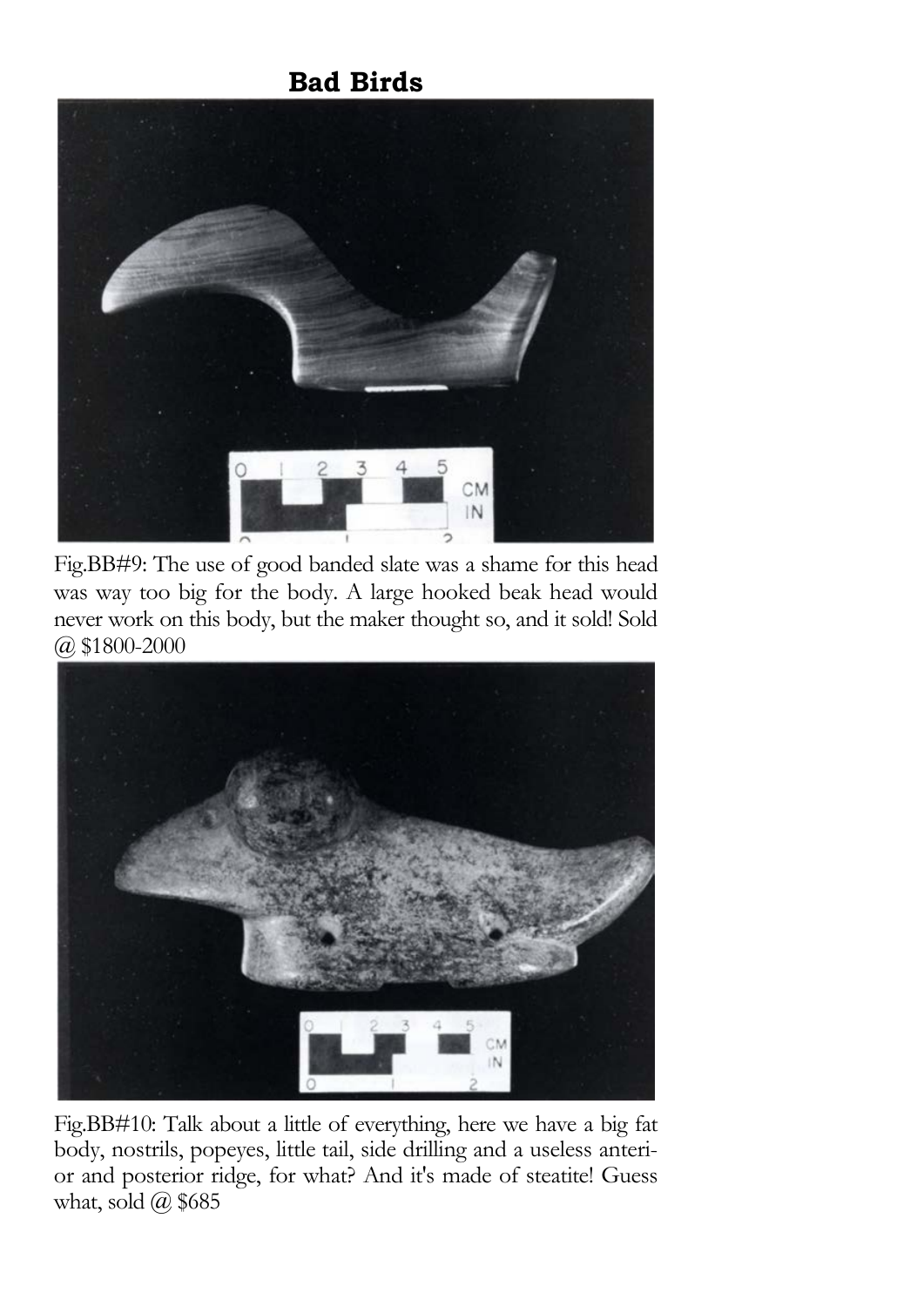# Bad Birds

Fig.BB#9: The use of good banded slate was a shame for this head was way too big for the body. A large hooked beak head would never work on this body, but the maker thought so, and it sold! Sold @ $1800-2000

Fig.BB#10: Talk about a little of everything, here we have a big fat body, nostrils, popeyes, little tail, side drilling and a useless anterior and posterior ridge, for what? And it's made of steatite! Guess what, sold @ $685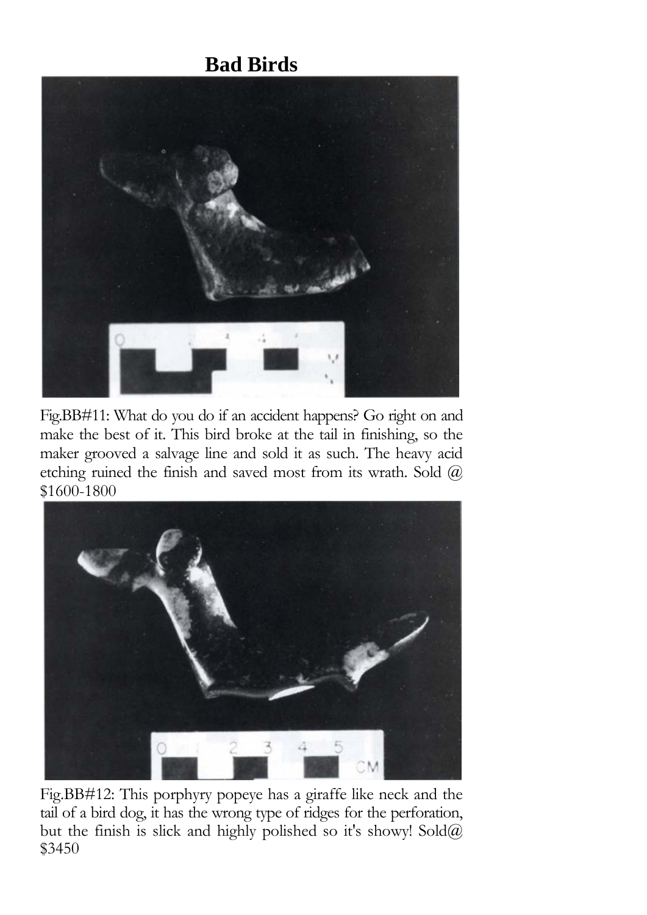# Bad Birds

Fig.BB#11: What do you do if an accident happens? Go right on and make the best of it. This bird broke at the tail in finishing, so the maker grooved a salvage line and sold it as such. The heavy acid etching ruined the finish and saved most from its wrath. Sold @ $1600-1800

Fig.BB#12: This porphyry popeye has a giraffe like neck and the tail of a bird dog, it has the wrong type of ridges for the perforation, but the finish is slick and highly polished so it's showy! Sold@ $3450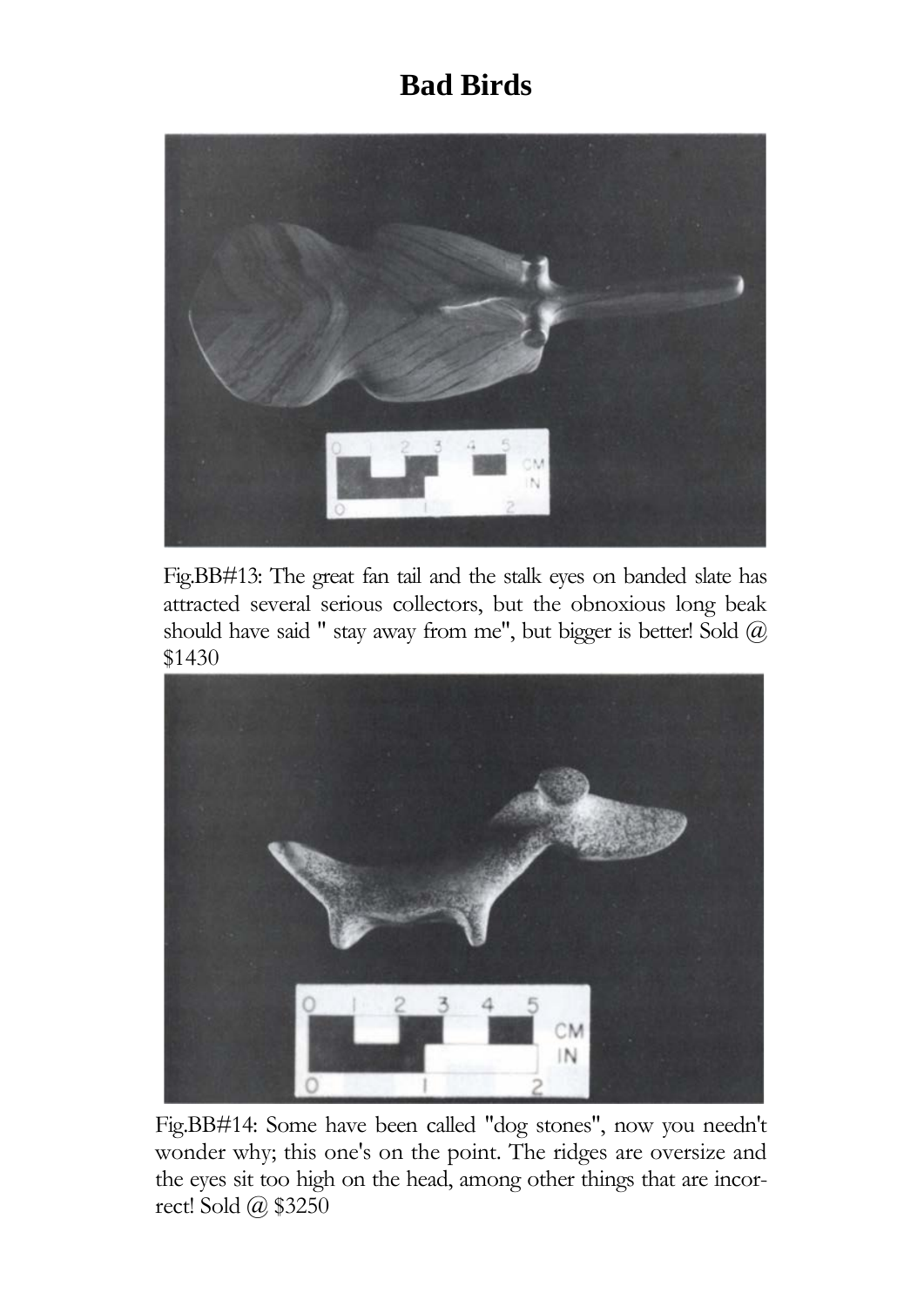# Bad Birds

Fig.BB#13: The great fan tail and the stalk eyes on banded slate has attracted several serious collectors, but the obnoxious long beak should have said " stay away from me", but bigger is better! Sold @ $1430

Fig.BB#14: Some have been called "dog stones", now you needn't wonder why; this one's on the point. The ridges are oversize and the eyes sit too high on the head, among other things that are incorrect! Sold @ $3250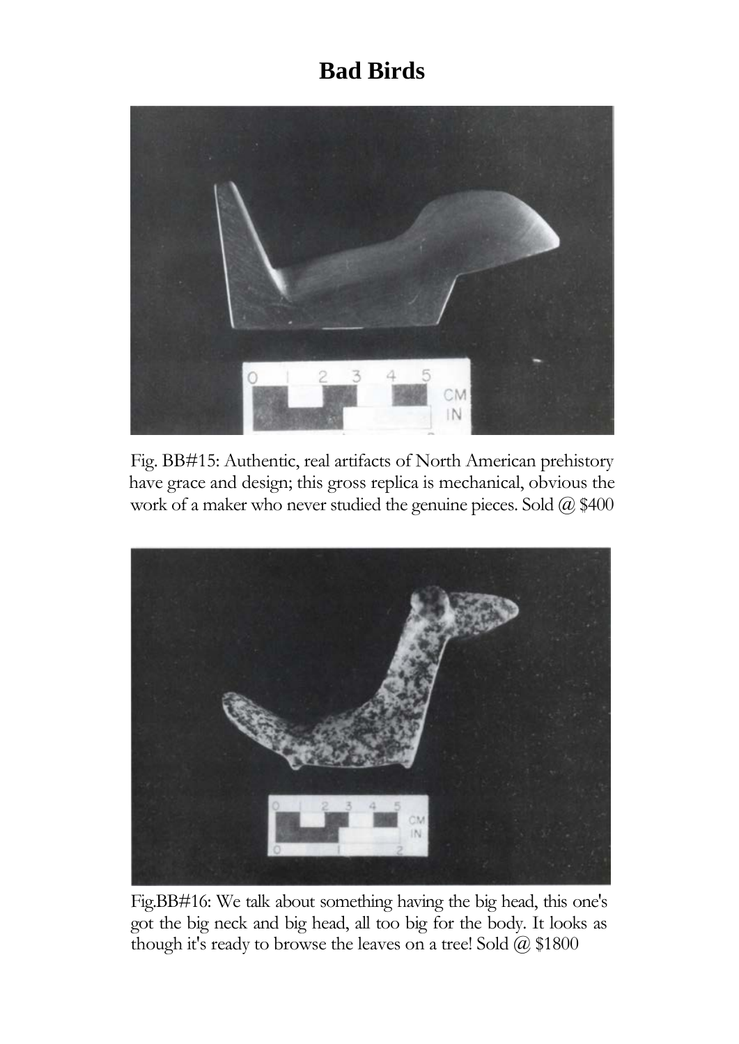# Bad Birds

Fig. BB#15: Authentic, real artifacts of North American prehistory have grace and design; this gross replica is mechanical, obvious the work of a maker who never studied the genuine pieces. Sold @ $400

Fig.BB#16: We talk about something having the big head, this one's got the big neck and big head, all too big for the body. It looks as though it's ready to browse the leaves on a tree! Sold @ $1800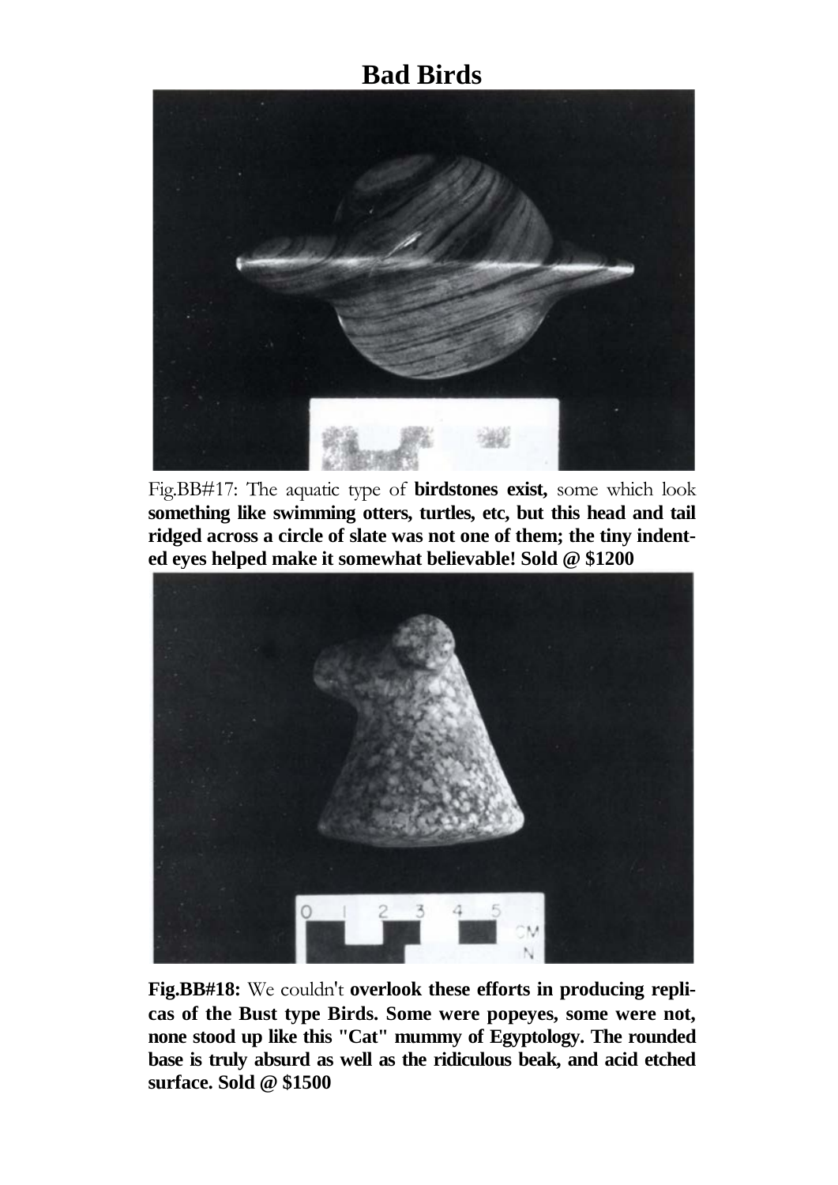# Bad Birds

Fig.BB#17: The aquatic type of **birdstones exist,** some which look **something like swimming otters, turtles, etc, but this head and tail ridged across a circle of slate was not one of them; the tiny indented eyes helped make it somewhat believable! Sold @ $1200**

**Fig.BB#18:** We couldn't **overlook these efforts in producing replicas of the Bust type Birds. Some were popeyes, some were not, none stood up like this "Cat" mummy of Egyptology. The rounded base is truly absurd as well as the ridiculous beak, and acid etched surface. Sold @ $1500**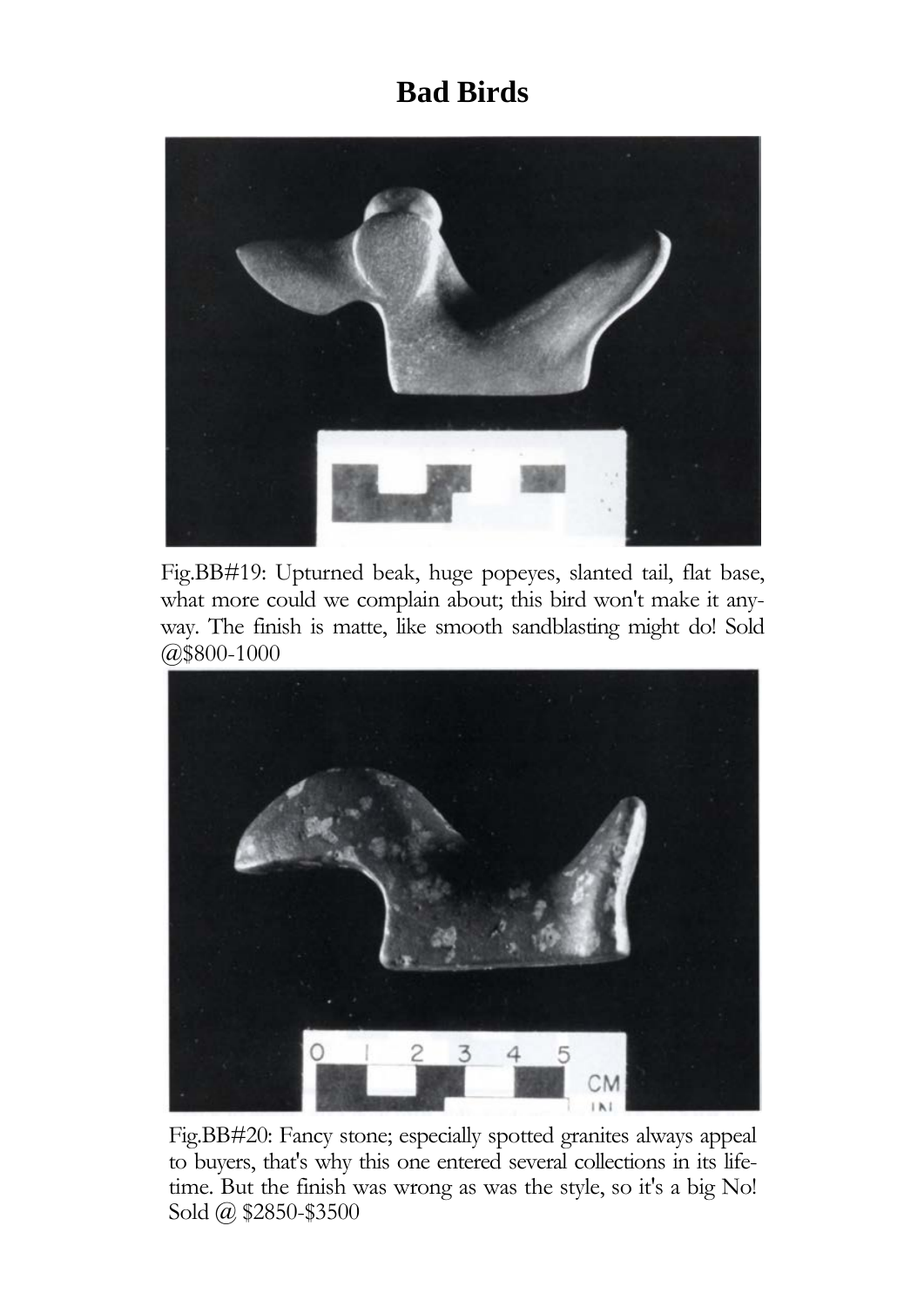# Bad Birds

Fig.BB#19: Upturned beak, huge popeyes, slanted tail, flat base, what more could we complain about; this bird won't make it anyway. The finish is matte, like smooth sandblasting might do! Sold @$800-1000

Fig.BB#20: Fancy stone; especially spotted granites always appeal to buyers, that's why this one entered several collections in its lifetime. But the finish was wrong as was the style, so it's a big No! Sold @ $2850-$3500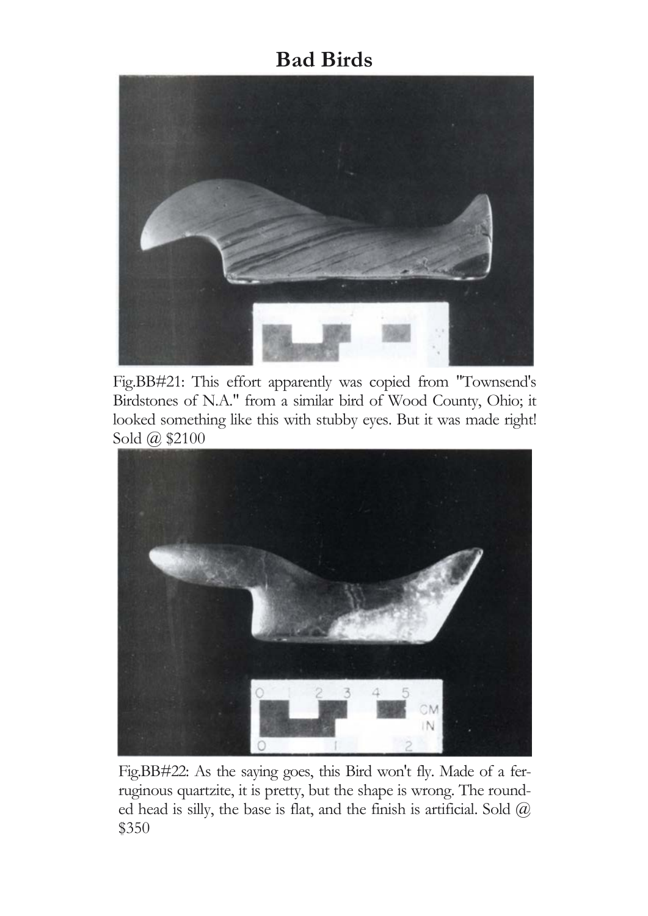# Bad Birds

Fig.BB#21: This effort apparently was copied from "Townsend's Birdstones of N.A." from a similar bird of Wood County, Ohio; it looked something like this with stubby eyes. But it was made right! Sold @ $2100

Fig.BB#22: As the saying goes, this Bird won't fly. Made of a ferruginous quartzite, it is pretty, but the shape is wrong. The rounded head is silly, the base is flat, and the finish is artificial. Sold @ $350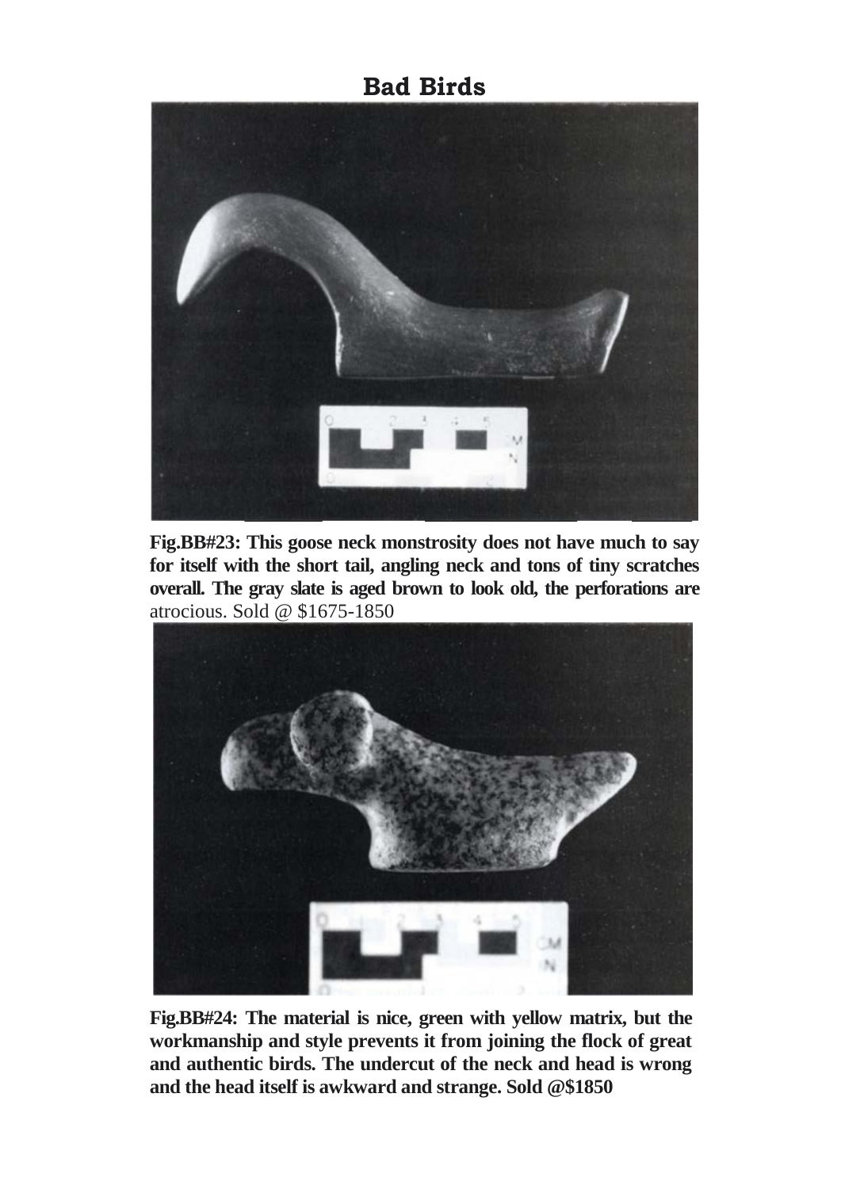# Bad Birds

**Fig.BB#23: This goose neck monstrosity does not have much to say for itself with the short tail, angling neck and tons of tiny scratches overall. The gray slate is aged brown to look old, the perforations are** atrocious. Sold @ $1675-1850

**Fig.BB#24: The material is nice, green with yellow matrix, but the workmanship and style prevents it from joining the flock of great and authentic birds. The undercut of the neck and head is wrong and the head itself is awkward and strange. Sold @$1850**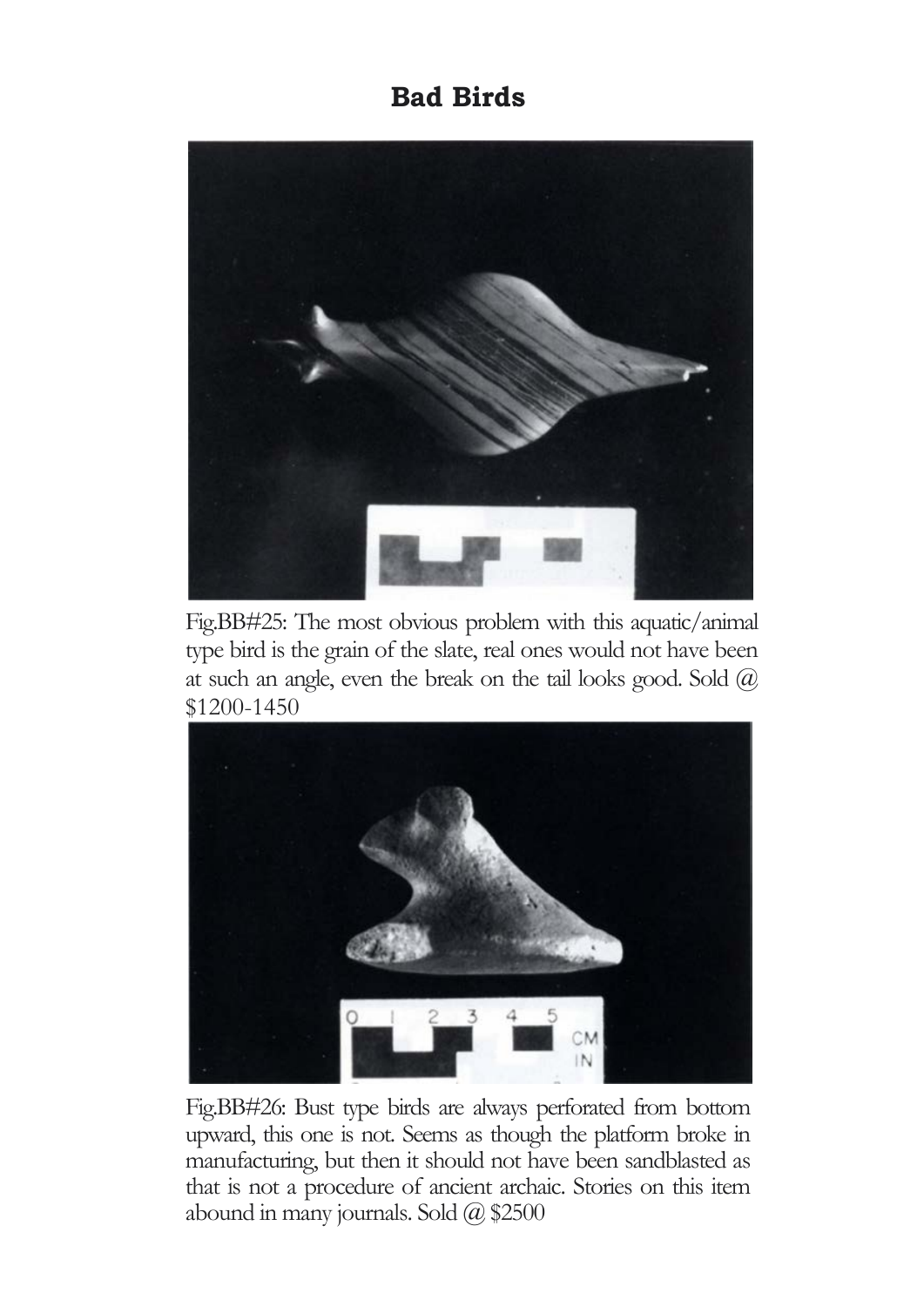# Bad Birds

Fig.BB#25: The most obvious problem with this aquatic/animal type bird is the grain of the slate, real ones would not have been at such an angle, even the break on the tail looks good. Sold @ $1200-1450

Fig.BB#26: Bust type birds are always perforated from bottom upward, this one is not. Seems as though the platform broke in manufacturing, but then it should not have been sandblasted as that is not a procedure of ancient archaic. Stories on this item abound in many journals. Sold @ $2500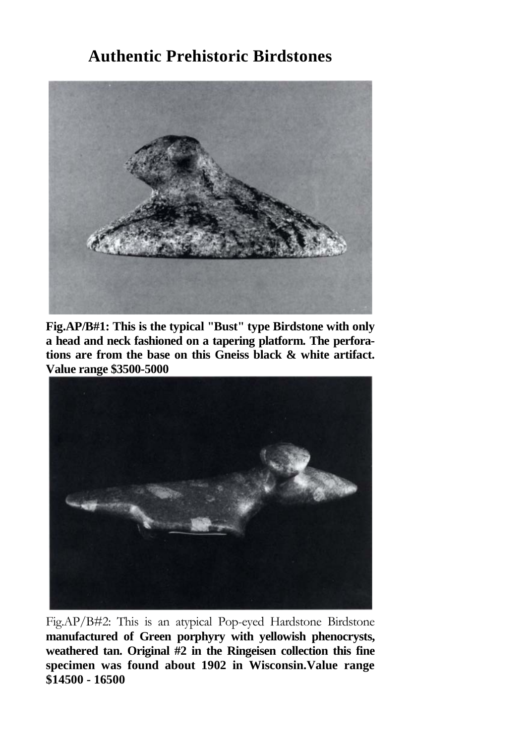# Authentic Prehistoric Birdstones

**Fig.AP/B#1: This is the typical "Bust" type Birdstone with only a head and neck fashioned on a tapering platform. The perforations are from the base on this Gneiss black & white artifact. Value range $3500-5000**

Fig.AP/B#2: This is an atypical Pop-eyed Hardstone Birdstone **manufactured of Green porphyry with yellowish phenocrysts, weathered tan. Original #2 in the Ringeisen collection this fine specimen was found about 1902 in Wisconsin.Value range $14500 - 16500**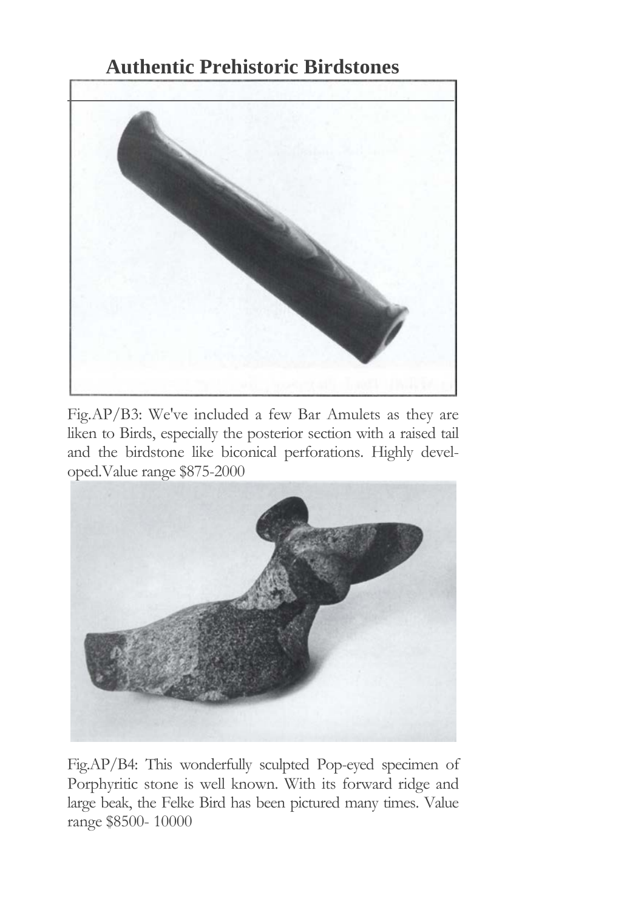# Authentic Prehistoric Birdstones

Fig.AP/B3: We've included a few Bar Amulets as they are liken to Birds, especially the posterior section with a raised tail and the birdstone like biconical perforations. Highly developed.Value range $875-2000

Fig.AP/B4: This wonderfully sculpted Pop-eyed specimen of Porphyritic stone is well known. With its forward ridge and large beak, the Felke Bird has been pictured many times. Value range $8500- 10000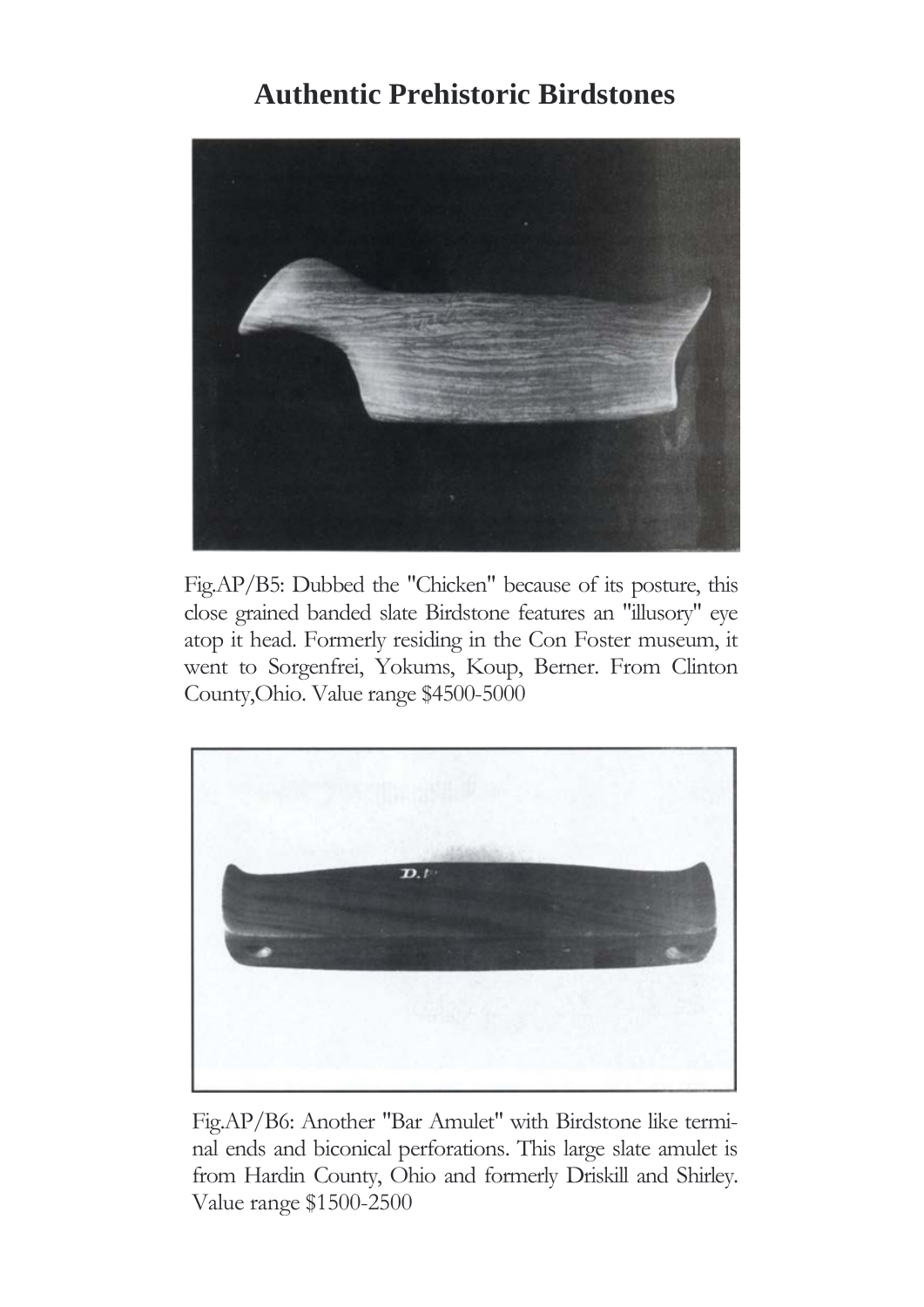# Authentic Prehistoric Birdstones

Fig.AP/B5: Dubbed the "Chicken" because of its posture, this close grained banded slate Birdstone features an "illusory" eye atop it head. Formerly residing in the Con Foster museum, it went to Sorgenfrei, Yokums, Koup, Berner. From Clinton County,Ohio. Value range $4500-5000

Fig.AP/B6: Another "Bar Amulet" with Birdstone like terminal ends and biconical perforations. This large slate amulet is from Hardin County, Ohio and formerly Driskill and Shirley. Value range $1500-2500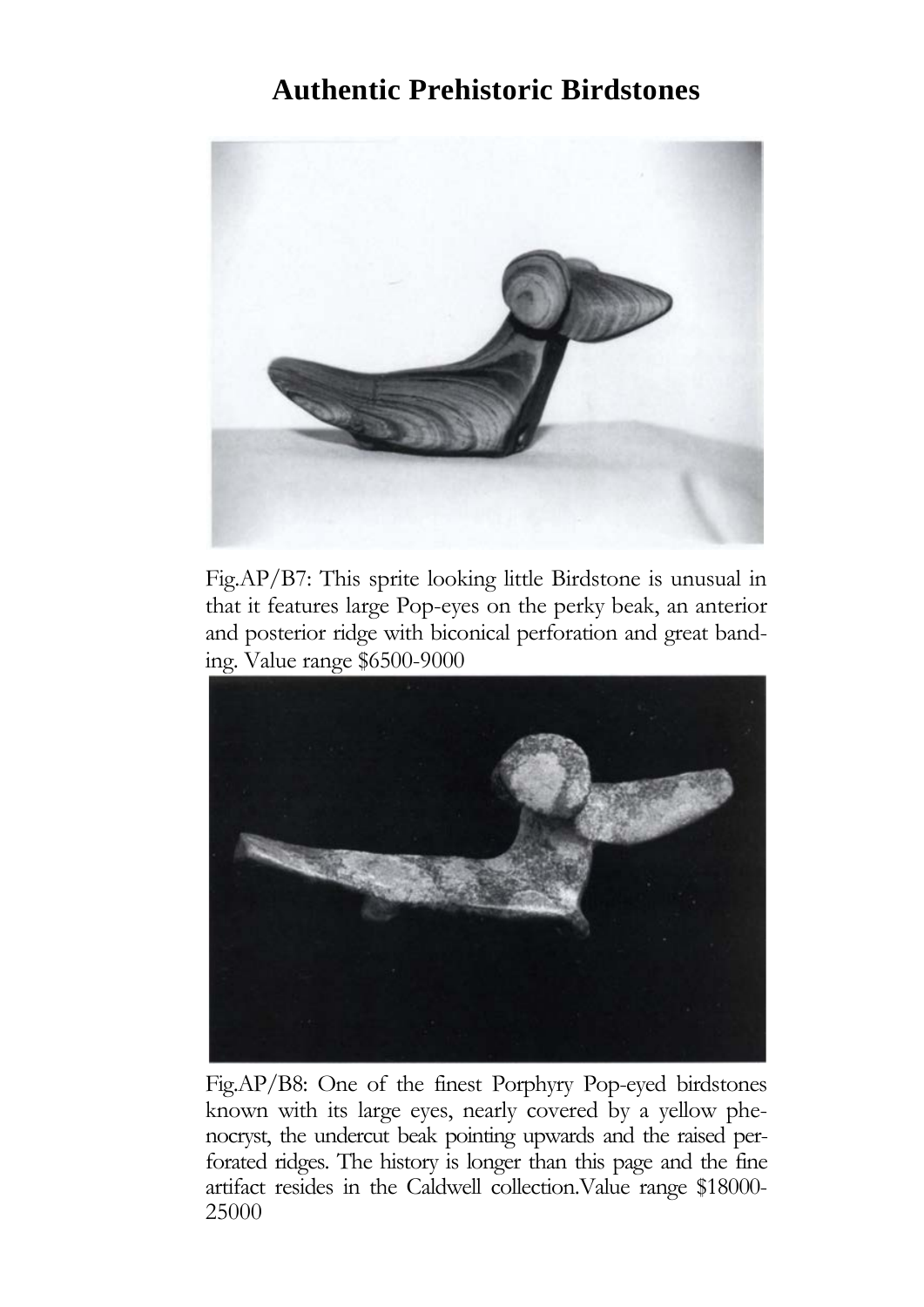# Authentic Prehistoric Birdstones

Fig.AP/B7: This sprite looking little Birdstone is unusual in that it features large Pop-eyes on the perky beak, an anterior and posterior ridge with biconical perforation and great banding. Value range $6500-9000

Fig.AP/B8: One of the finest Porphyry Pop-eyed birdstones known with its large eyes, nearly covered by a yellow phenocryst, the undercut beak pointing upwards and the raised perforated ridges. The history is longer than this page and the fine artifact resides in the Caldwell collection.Value range $18000-25000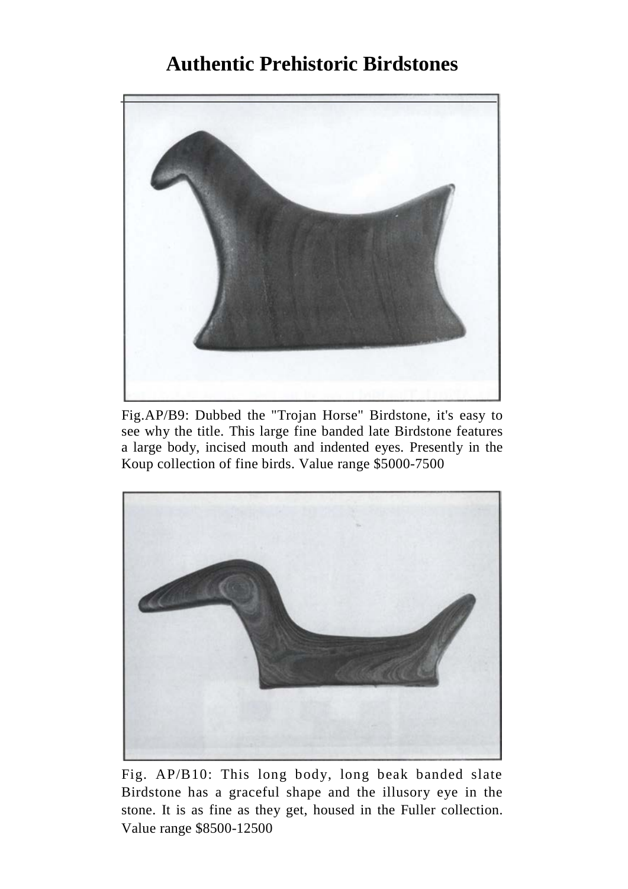# Authentic Prehistoric Birdstones

Fig.AP/B9: Dubbed the "Trojan Horse" Birdstone, it's easy to see why the title. This large fine banded late Birdstone features a large body, incised mouth and indented eyes. Presently in the Koup collection of fine birds. Value range $5000-7500

Fig. AP/B10: This long body, long beak banded slate Birdstone has a graceful shape and the illusory eye in the stone. It is as fine as they get, housed in the Fuller collection. Value range $8500-12500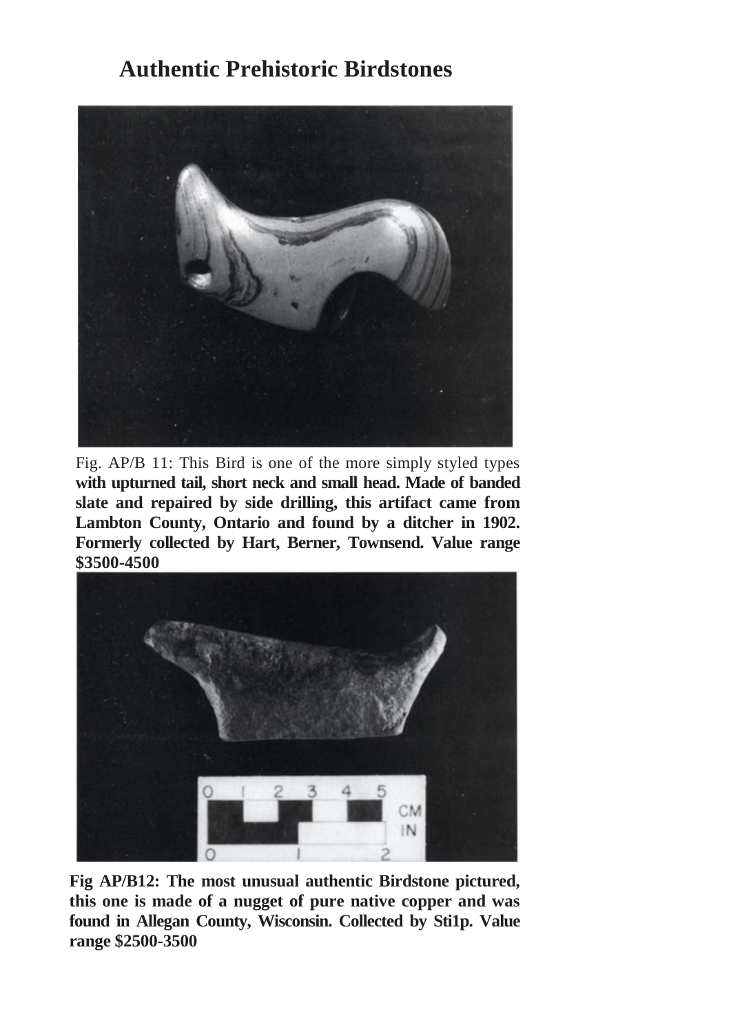# Authentic Prehistoric Birdstones

Fig. AP/B 11: This Bird is one of the more simply styled types **with upturned tail, short neck and small head. Made of banded slate and repaired by side drilling, this artifact came from Lambton County, Ontario and found by a ditcher in 1902. Formerly collected by Hart, Berner, Townsend. Value range $3500-4500**

**Fig AP/B12: The most unusual authentic Birdstone pictured, this one is made of a nugget of pure native copper and was found in Allegan County, Wisconsin. Collected by Sti1p. Value range $2500-3500**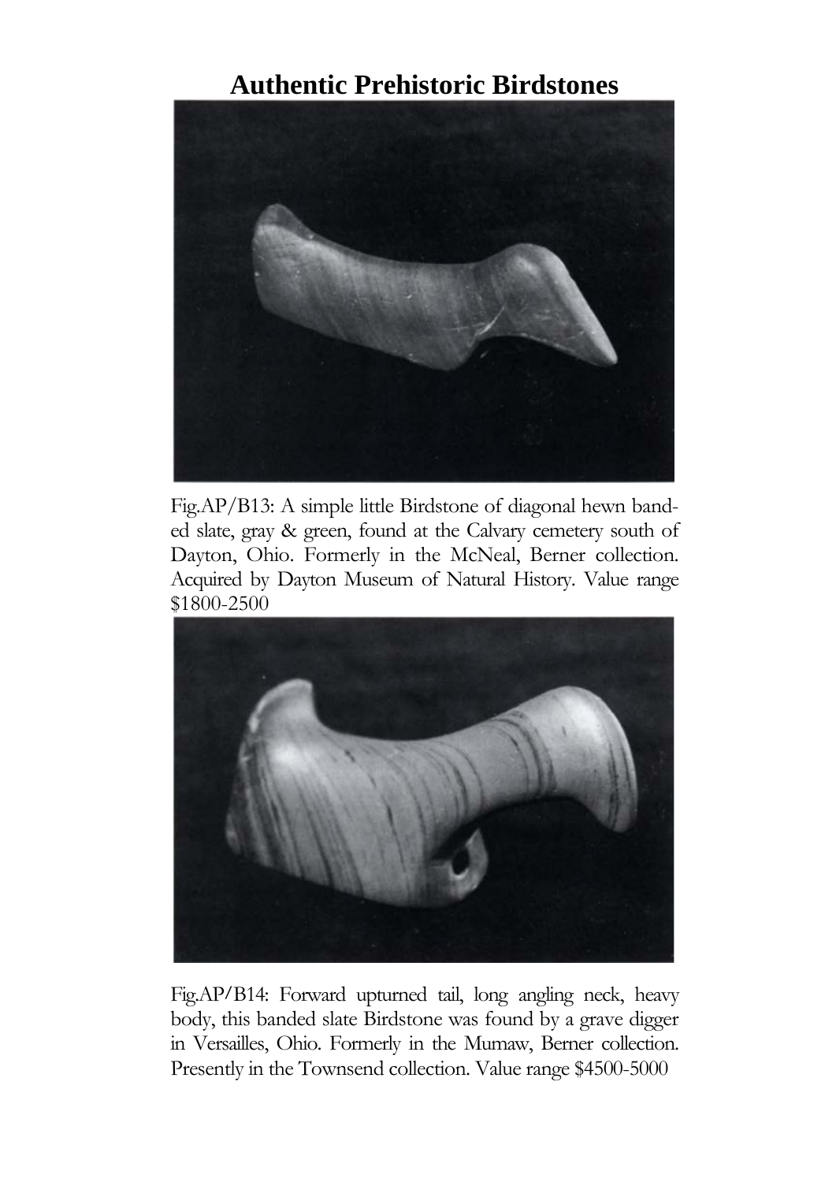# Authentic Prehistoric Birdstones

Fig.AP/B13: A simple little Birdstone of diagonal hewn banded slate, gray & green, found at the Calvary cemetery south of Dayton, Ohio. Formerly in the McNeal, Berner collection. Acquired by Dayton Museum of Natural History. Value range $1800-2500

Fig.AP/B14: Forward upturned tail, long angling neck, heavy body, this banded slate Birdstone was found by a grave digger in Versailles, Ohio. Formerly in the Mumaw, Berner collection. Presently in the Townsend collection. Value range $4500-5000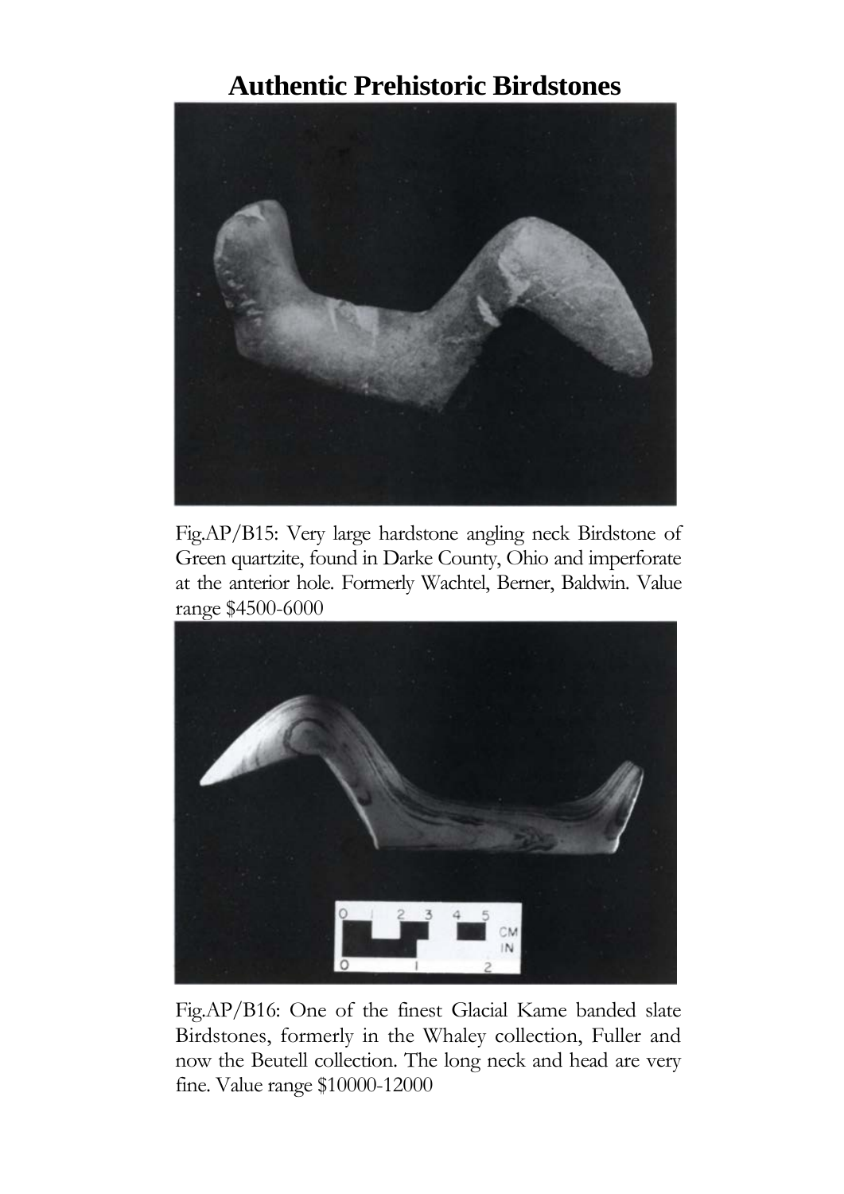# Authentic Prehistoric Birdstones

Fig.AP/B15: Very large hardstone angling neck Birdstone of Green quartzite, found in Darke County, Ohio and imperforate at the anterior hole. Formerly Wachtel, Berner, Baldwin. Value range $4500-6000

Fig.AP/B16: One of the finest Glacial Kame banded slate Birdstones, formerly in the Whaley collection, Fuller and now the Beutell collection. The long neck and head are very fine. Value range $10000-12000